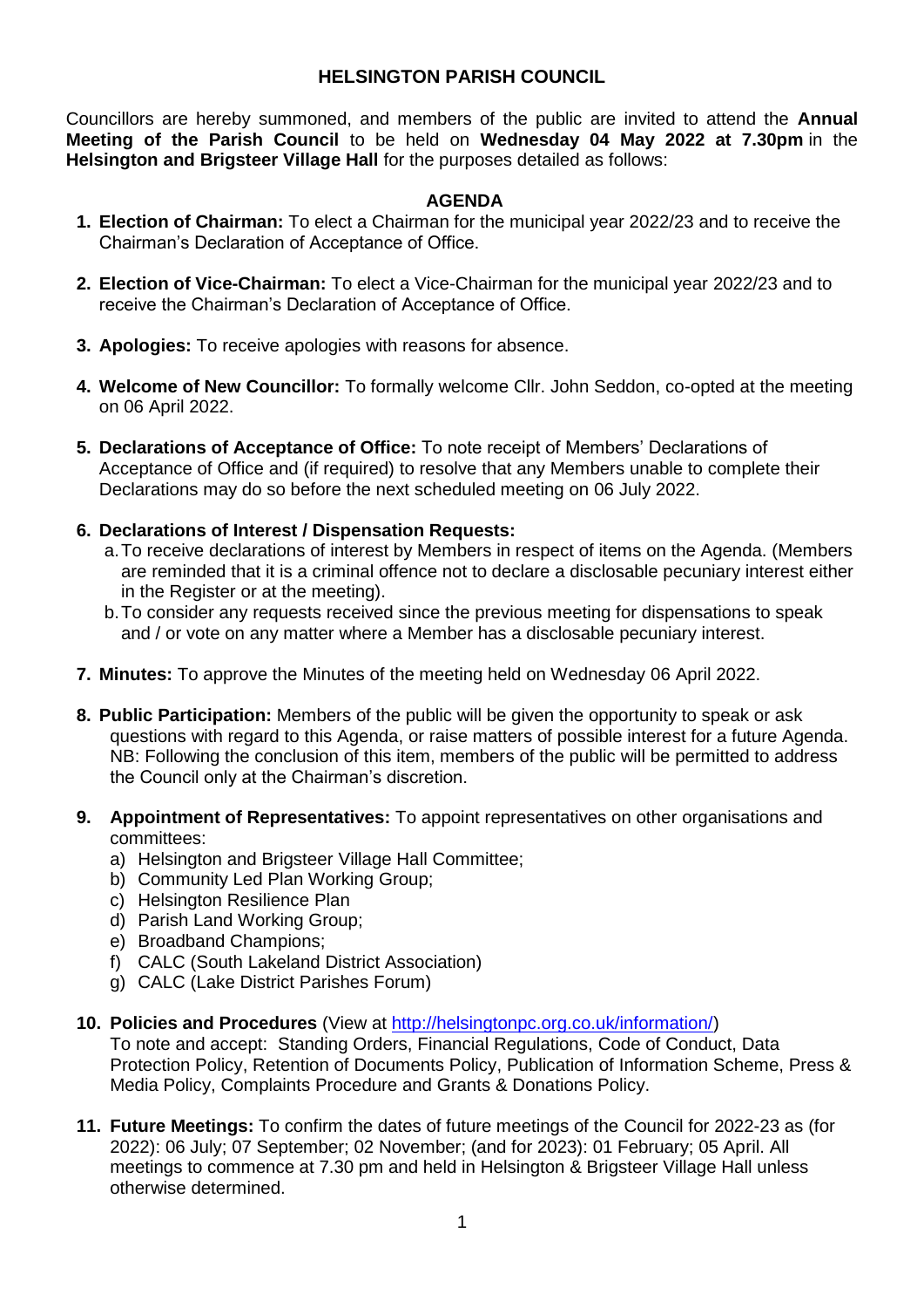# HELSINGTON PARISH COUNCIL

Councillors are hereby summoned, and members of the public are invited to attend the **Annual Meeting of the Parish Council** to be held on **Wednesday 04 May 2022 at 7.30pm** in the **Helsington and Brigsteer Village Hall** for the purposes detailed as follows:

## AGENDA

1. **Election of Chairman:** To elect a Chairman for the municipal year 2022/23 and to receive the Chairman's Declaration of Acceptance of Office.

2. **Election of Vice-Chairman:** To elect a Vice-Chairman for the municipal year 2022/23 and to receive the Chairman's Declaration of Acceptance of Office.

3. **Apologies:** To receive apologies with reasons for absence.

4. **Welcome of New Councillor:** To formally welcome Cllr. John Seddon, co-opted at the meeting on 06 April 2022.

5. **Declarations of Acceptance of Office:** To note receipt of Members' Declarations of Acceptance of Office and (if required) to resolve that any Members unable to complete their Declarations may do so before the next scheduled meeting on 06 July 2022.

6. **Declarations of Interest / Dispensation Requests:**
   a. To receive declarations of interest by Members in respect of items on the Agenda. (Members are reminded that it is a criminal offence not to declare a disclosable pecuniary interest either in the Register or at the meeting).
   b. To consider any requests received since the previous meeting for dispensations to speak and / or vote on any matter where a Member has a disclosable pecuniary interest.

7. **Minutes:** To approve the Minutes of the meeting held on Wednesday 06 April 2022.

8. **Public Participation:** Members of the public will be given the opportunity to speak or ask questions with regard to this Agenda, or raise matters of possible interest for a future Agenda. NB: Following the conclusion of this item, members of the public will be permitted to address the Council only at the Chairman's discretion.

9. **Appointment of Representatives:** To appoint representatives on other organisations and committees:
   a) Helsington and Brigsteer Village Hall Committee;
   b) Community Led Plan Working Group;
   c) Helsington Resilience Plan
   d) Parish Land Working Group;
   e) Broadband Champions;
   f) CALC (South Lakeland District Association)
   g) CALC (Lake District Parishes Forum)

10. **Policies and Procedures** (View at http://helsingtonpc.org.co.uk/information/)
    To note and accept: Standing Orders, Financial Regulations, Code of Conduct, Data Protection Policy, Retention of Documents Policy, Publication of Information Scheme, Press & Media Policy, Complaints Procedure and Grants & Donations Policy.

11. **Future Meetings:** To confirm the dates of future meetings of the Council for 2022-23 as (for 2022): 06 July; 07 September; 02 November; (and for 2023): 01 February; 05 April. All meetings to commence at 7.30 pm and held in Helsington & Brigsteer Village Hall unless otherwise determined.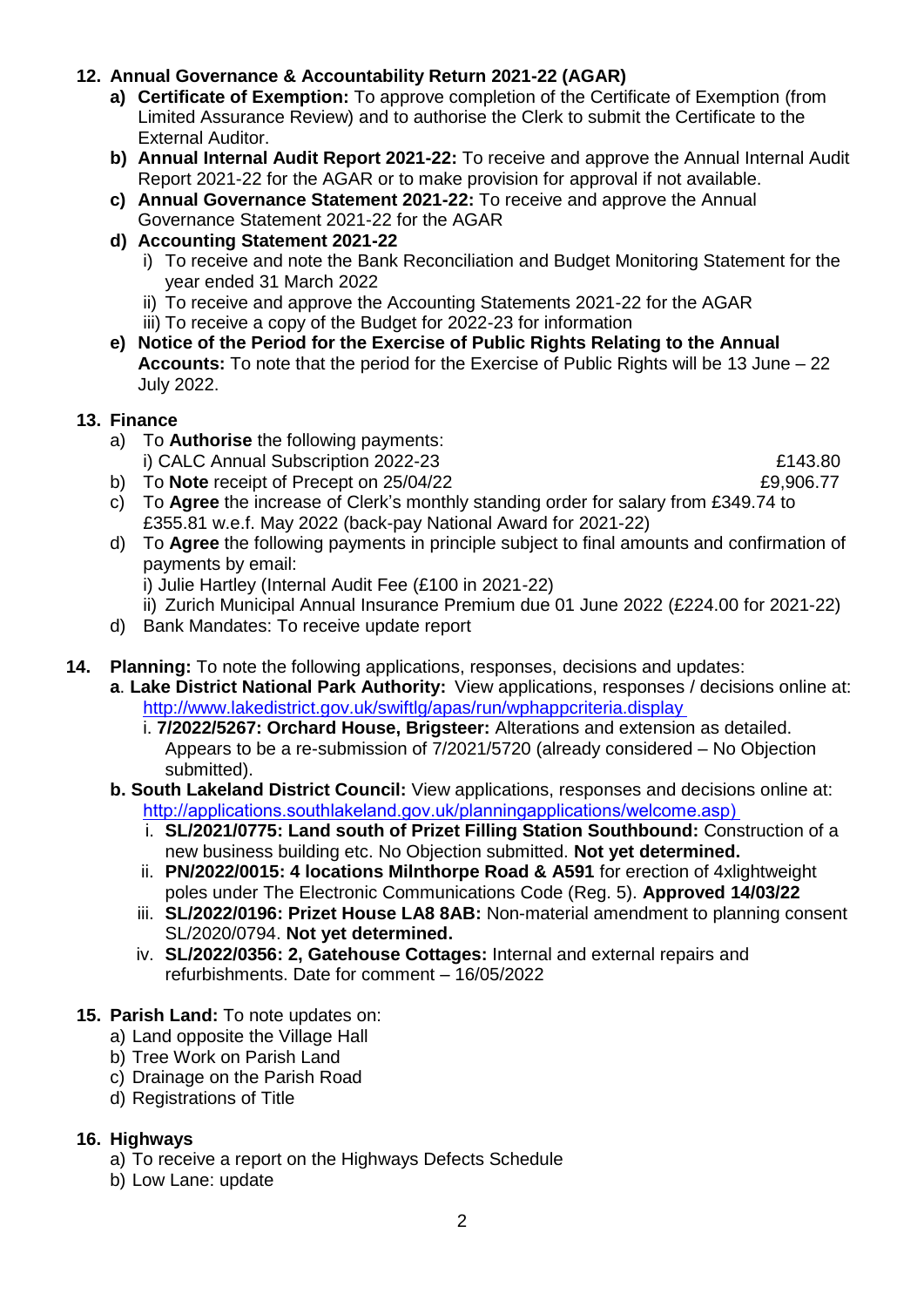**12. Annual Governance & Accountability Return 2021-22 (AGAR)**

a) **Certificate of Exemption:** To approve completion of the Certificate of Exemption (from Limited Assurance Review) and to authorise the Clerk to submit the Certificate to the External Auditor.

b) **Annual Internal Audit Report 2021-22:** To receive and approve the Annual Internal Audit Report 2021-22 for the AGAR or to make provision for approval if not available.

c) **Annual Governance Statement 2021-22:** To receive and approve the Annual Governance Statement 2021-22 for the AGAR

d) **Accounting Statement 2021-22**
   i) To receive and note the Bank Reconciliation and Budget Monitoring Statement for the year ended 31 March 2022
   ii) To receive and approve the Accounting Statements 2021-22 for the AGAR
   iii) To receive a copy of the Budget for 2022-23 for information

e) **Notice of the Period for the Exercise of Public Rights Relating to the Annual Accounts:** To note that the period for the Exercise of Public Rights will be 13 June – 22 July 2022.

**13. Finance**

a) To **Authorise** the following payments:
   i) CALC Annual Subscription 2022-23 — £143.80

b) To **Note** receipt of Precept on 25/04/22 — £9,906.77

c) To **Agree** the increase of Clerk's monthly standing order for salary from £349.74 to £355.81 w.e.f. May 2022 (back-pay National Award for 2021-22)

d) To **Agree** the following payments in principle subject to final amounts and confirmation of payments by email:
   i) Julie Hartley (Internal Audit Fee (£100 in 2021-22)
   ii) Zurich Municipal Annual Insurance Premium due 01 June 2022 (£224.00 for 2021-22)

d) Bank Mandates: To receive update report

**14. Planning:** To note the following applications, responses, decisions and updates:

a. **Lake District National Park Authority:** View applications, responses / decisions online at: http://www.lakedistrict.gov.uk/swiftlg/apas/run/wphappcriteria.display

   i. **7/2022/5267: Orchard House, Brigsteer:** Alterations and extension as detailed. Appears to be a re-submission of 7/2021/5720 (already considered – No Objection submitted).

b. **South Lakeland District Council:** View applications, responses and decisions online at: http://applications.southlakeland.gov.uk/planningapplications/welcome.asp)

   i. **SL/2021/0775: Land south of Prizet Filling Station Southbound:** Construction of a new business building etc. No Objection submitted. **Not yet determined.**
   ii. **PN/2022/0015: 4 locations Milnthorpe Road & A591** for erection of 4xlightweight poles under The Electronic Communications Code (Reg. 5). **Approved 14/03/22**
   iii. **SL/2022/0196: Prizet House LA8 8AB:** Non-material amendment to planning consent SL/2020/0794. **Not yet determined.**
   iv. **SL/2022/0356: 2, Gatehouse Cottages:** Internal and external repairs and refurbishments. Date for comment – 16/05/2022

**15. Parish Land:** To note updates on:

a) Land opposite the Village Hall
b) Tree Work on Parish Land
c) Drainage on the Parish Road
d) Registrations of Title

**16. Highways**

a) To receive a report on the Highways Defects Schedule
b) Low Lane: update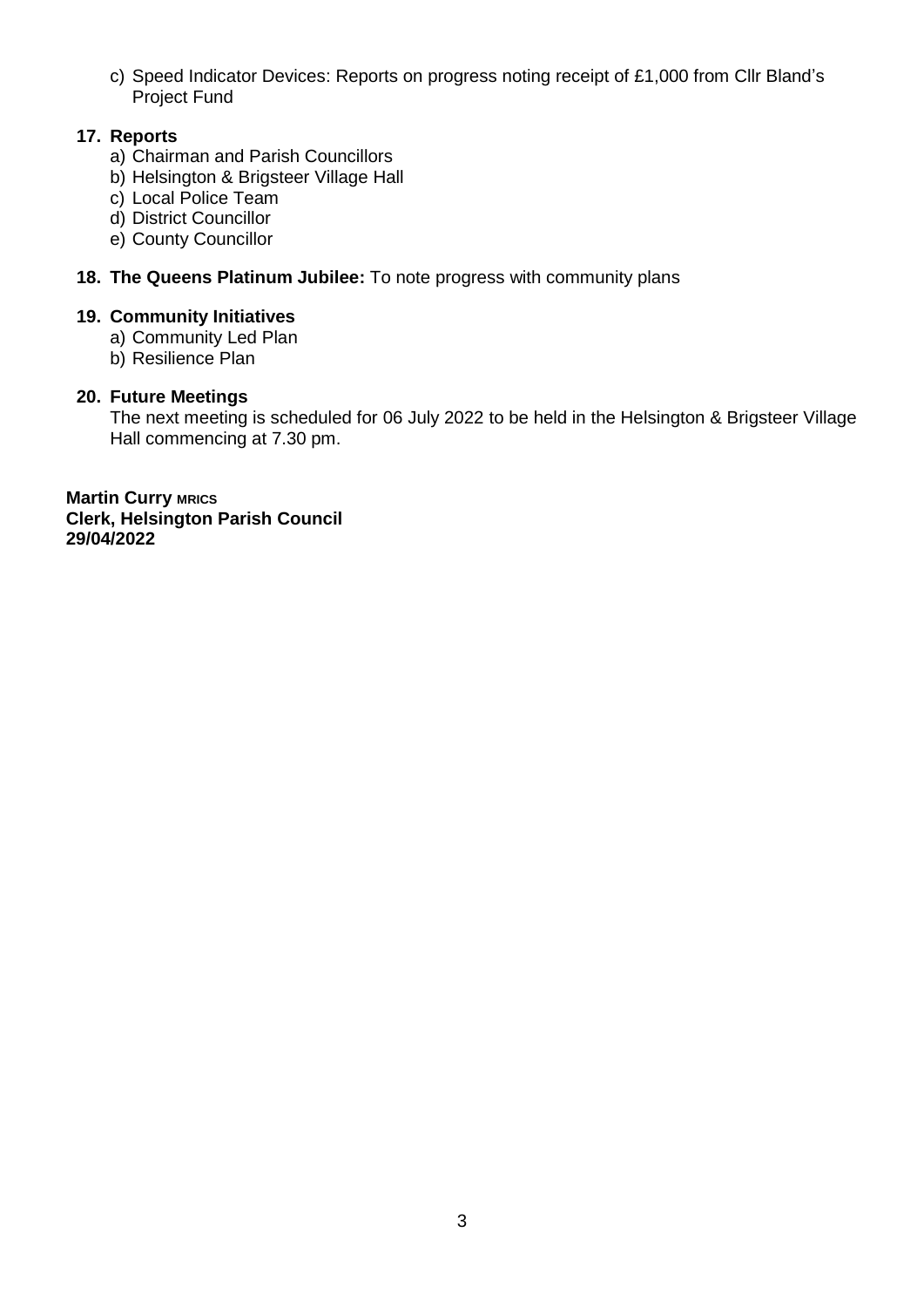c) Speed Indicator Devices: Reports on progress noting receipt of £1,000 from Cllr Bland's Project Fund

**17. Reports**

a) Chairman and Parish Councillors
b) Helsington & Brigsteer Village Hall
c) Local Police Team
d) District Councillor
e) County Councillor

**18. The Queens Platinum Jubilee:** To note progress with community plans

**19. Community Initiatives**

a) Community Led Plan
b) Resilience Plan

**20. Future Meetings**

The next meeting is scheduled for 06 July 2022 to be held in the Helsington & Brigsteer Village Hall commencing at 7.30 pm.

**Martin Curry MRICS**
**Clerk, Helsington Parish Council**
**29/04/2022**